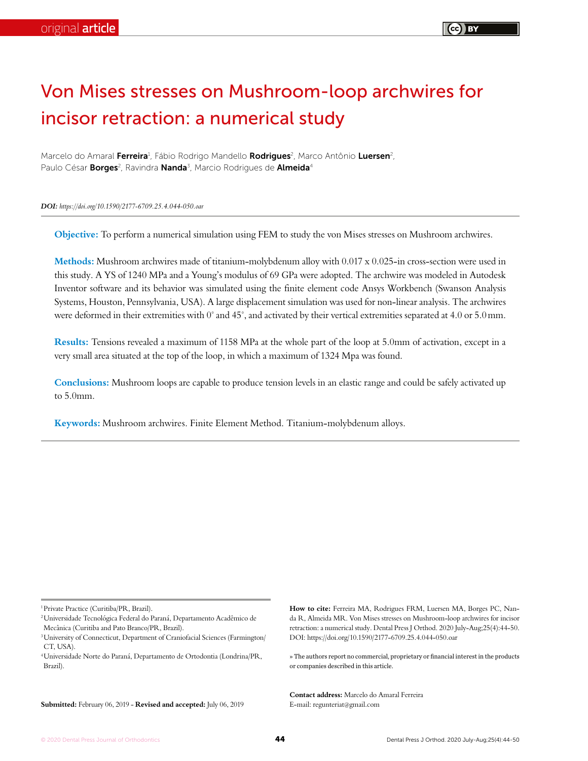original article

# Von Mises stresses on Mushroom-loop archwires for incisor retraction: a numerical study

Marcelo do Amaral **Ferreira**[1], Fábio Rodrigo Mandello **Rodrigues**[2], Marco Antônio **Luersen**[2], Paulo César **Borges**[2], Ravindra **Nanda**[3], Marcio Rodrigues de **Almeida**[4]

***DOI:*** *https://doi.org/10.1590/2177-6709.25.4.044-050.oar*

**Objective:** To perform a numerical simulation using FEM to study the von Mises stresses on Mushroom archwires.

**Methods:** Mushroom archwires made of titanium-molybdenum alloy with 0.017 x 0.025-in cross-section were used in this study. A YS of 1240 MPa and a Young's modulus of 69 GPa were adopted. The archwire was modeled in Autodesk Inventor software and its behavior was simulated using the finite element code Ansys Workbench (Swanson Analysis Systems, Houston, Pennsylvania, USA). A large displacement simulation was used for non-linear analysis. The archwires were deformed in their extremities with 0° and 45°, and activated by their vertical extremities separated at 4.0 or 5.0 mm.

**Results:** Tensions revealed a maximum of 1158 MPa at the whole part of the loop at 5.0mm of activation, except in a very small area situated at the top of the loop, in which a maximum of 1324 Mpa was found.

**Conclusions:** Mushroom loops are capable to produce tension levels in an elastic range and could be safely activated up to 5.0mm.

**Keywords:** Mushroom archwires. Finite Element Method. Titanium-molybdenum alloys.

[1] Private Practice (Curitiba/PR, Brazil).

[2] Universidade Tecnológica Federal do Paraná, Departamento Acadêmico de Mecânica (Curitiba and Pato Branco/PR, Brazil).

[3] University of Connecticut, Department of Craniofacial Sciences (Farmington/CT, USA).

[4] Universidade Norte do Paraná, Departamento de Ortodontia (Londrina/PR, Brazil).

**Submitted:** February 06, 2019 - **Revised and accepted:** July 06, 2019

**How to cite:** Ferreira MA, Rodrigues FRM, Luersen MA, Borges PC, Nanda R, Almeida MR. Von Mises stresses on Mushroom-loop archwires for incisor retraction: a numerical study. Dental Press J Orthod. 2020 July-Aug;25(4):44-50. DOI: https://doi.org/10.1590/2177-6709.25.4.044-050.oar

» The authors report no commercial, proprietary or financial interest in the products or companies described in this article.

**Contact address:** Marcelo do Amaral Ferreira
E-mail: regunteriat@gmail.com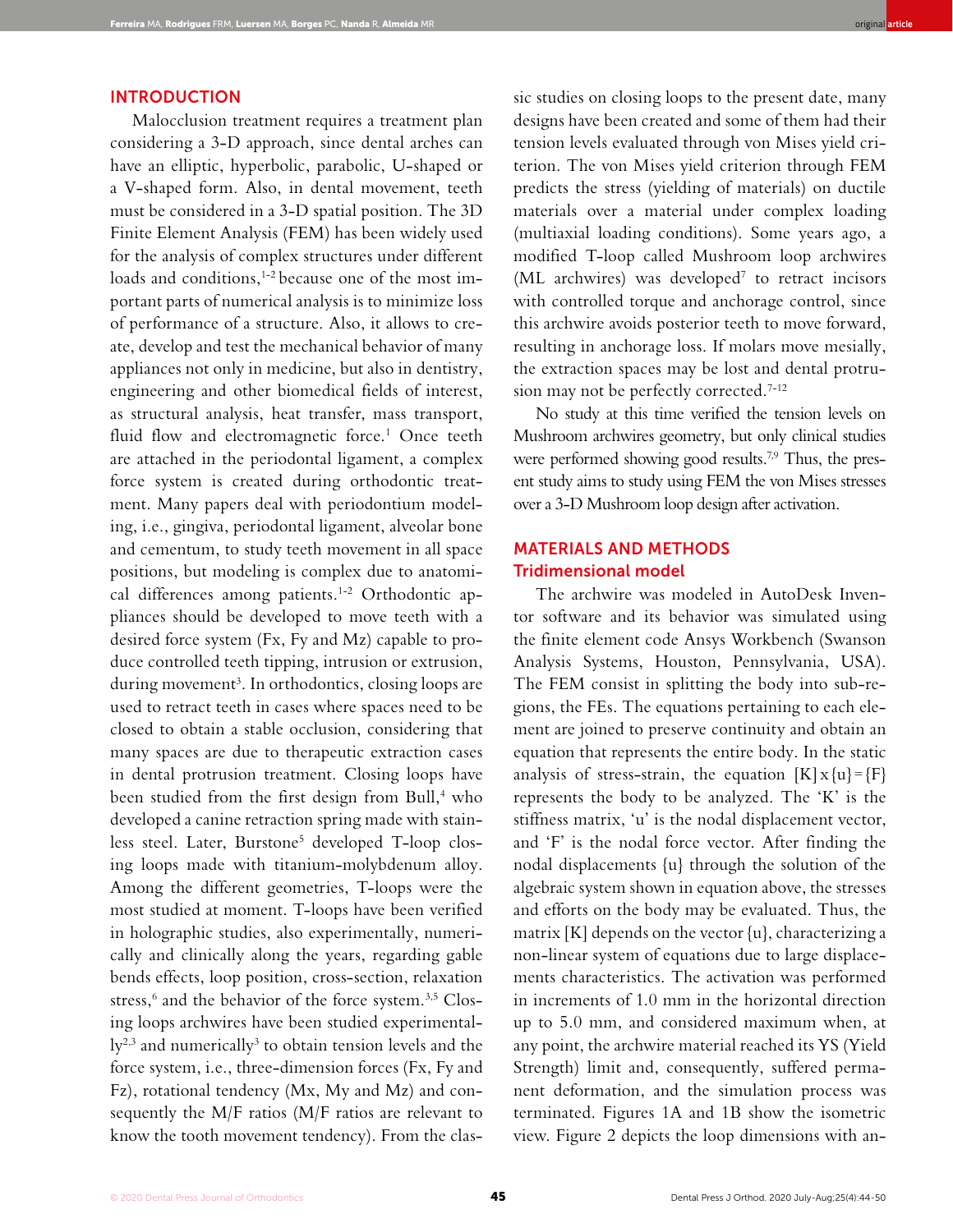## INTRODUCTION

Malocclusion treatment requires a treatment plan considering a 3-D approach, since dental arches can have an elliptic, hyperbolic, parabolic, U-shaped or a V-shaped form. Also, in dental movement, teeth must be considered in a 3-D spatial position. The 3D Finite Element Analysis (FEM) has been widely used for the analysis of complex structures under different loads and conditions,[1-2] because one of the most important parts of numerical analysis is to minimize loss of performance of a structure. Also, it allows to create, develop and test the mechanical behavior of many appliances not only in medicine, but also in dentistry, engineering and other biomedical fields of interest, as structural analysis, heat transfer, mass transport, fluid flow and electromagnetic force.[1] Once teeth are attached in the periodontal ligament, a complex force system is created during orthodontic treatment. Many papers deal with periodontium modeling, i.e., gingiva, periodontal ligament, alveolar bone and cementum, to study teeth movement in all space positions, but modeling is complex due to anatomical differences among patients.[1-2] Orthodontic appliances should be developed to move teeth with a desired force system (Fx, Fy and Mz) capable to produce controlled teeth tipping, intrusion or extrusion, during movement[3]. In orthodontics, closing loops are used to retract teeth in cases where spaces need to be closed to obtain a stable occlusion, considering that many spaces are due to therapeutic extraction cases in dental protrusion treatment. Closing loops have been studied from the first design from Bull,[4] who developed a canine retraction spring made with stainless steel. Later, Burstone[5] developed T-loop closing loops made with titanium-molybdenum alloy. Among the different geometries, T-loops were the most studied at moment. T-loops have been verified in holographic studies, also experimentally, numerically and clinically along the years, regarding gable bends effects, loop position, cross-section, relaxation stress,[6] and the behavior of the force system.[3,5] Closing loops archwires have been studied experimentally[2,3] and numerically[3] to obtain tension levels and the force system, i.e., three-dimension forces (Fx, Fy and Fz), rotational tendency (Mx, My and Mz) and consequently the M/F ratios (M/F ratios are relevant to know the tooth movement tendency). From the classic studies on closing loops to the present date, many designs have been created and some of them had their tension levels evaluated through von Mises yield criterion. The von Mises yield criterion through FEM predicts the stress (yielding of materials) on ductile materials over a material under complex loading (multiaxial loading conditions). Some years ago, a modified T-loop called Mushroom loop archwires (ML archwires) was developed[7] to retract incisors with controlled torque and anchorage control, since this archwire avoids posterior teeth to move forward, resulting in anchorage loss. If molars move mesially, the extraction spaces may be lost and dental protrusion may not be perfectly corrected.[7-12]

No study at this time verified the tension levels on Mushroom archwires geometry, but only clinical studies were performed showing good results.[7,9] Thus, the present study aims to study using FEM the von Mises stresses over a 3-D Mushroom loop design after activation.

## MATERIALS AND METHODS

### Tridimensional model

The archwire was modeled in AutoDesk Inventor software and its behavior was simulated using the finite element code Ansys Workbench (Swanson Analysis Systems, Houston, Pennsylvania, USA). The FEM consist in splitting the body into sub-regions, the FEs. The equations pertaining to each element are joined to preserve continuity and obtain an equation that represents the entire body. In the static analysis of stress-strain, the equation $[K] \times \{u\} = \{F\}$ represents the body to be analyzed. The 'K' is the stiffness matrix, 'u' is the nodal displacement vector, and 'F' is the nodal force vector. After finding the nodal displacements $\{u\}$ through the solution of the algebraic system shown in equation above, the stresses and efforts on the body may be evaluated. Thus, the matrix $[K]$ depends on the vector $\{u\}$, characterizing a non-linear system of equations due to large displacements characteristics. The activation was performed in increments of 1.0 mm in the horizontal direction up to 5.0 mm, and considered maximum when, at any point, the archwire material reached its YS (Yield Strength) limit and, consequently, suffered permanent deformation, and the simulation process was terminated. Figures 1A and 1B show the isometric view. Figure 2 depicts the loop dimensions with an-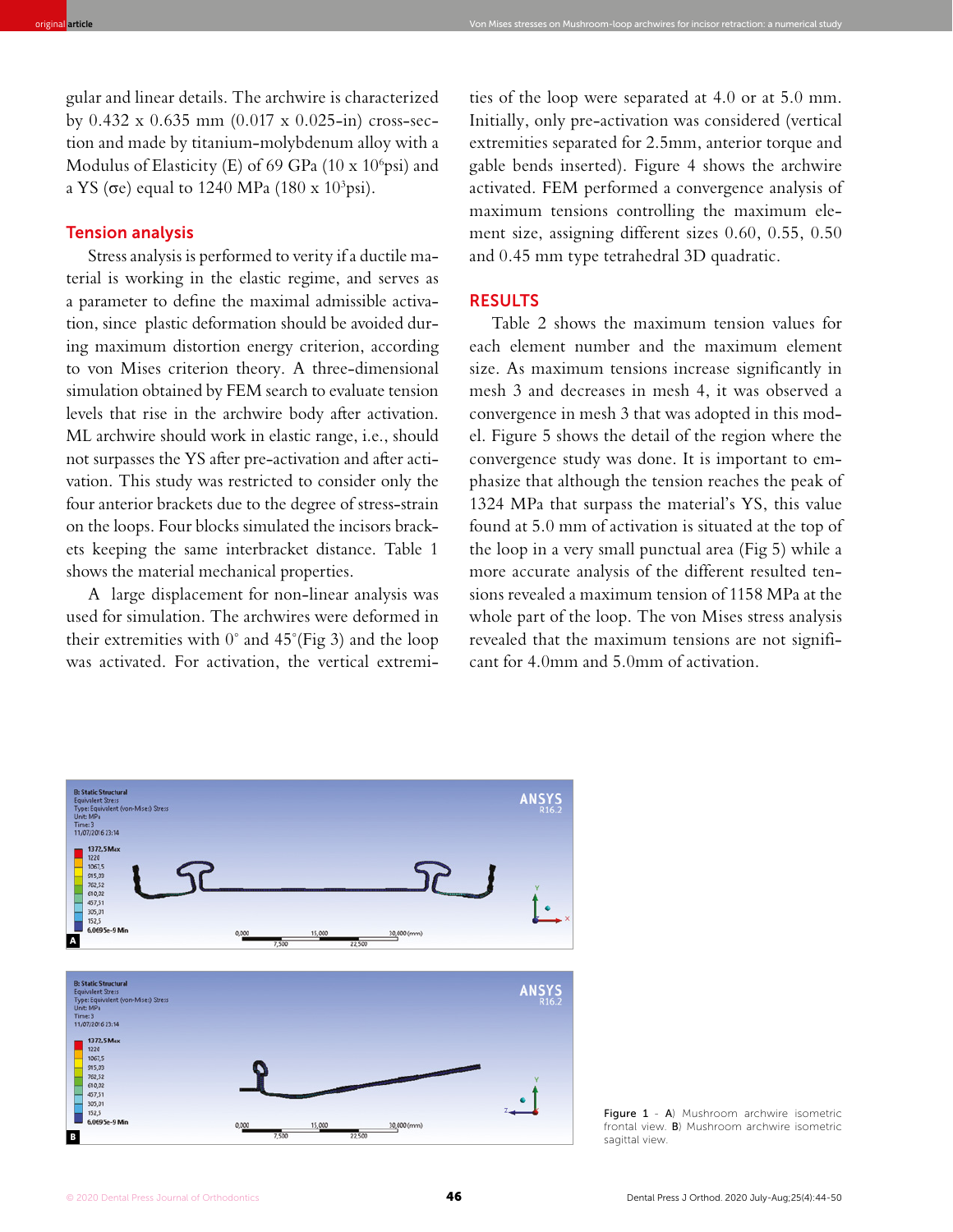gular and linear details. The archwire is characterized by 0.432 x 0.635 mm (0.017 x 0.025-in) cross-section and made by titanium-molybdenum alloy with a Modulus of Elasticity (E) of 69 GPa (10 x $10^6$psi) and a YS (σe) equal to 1240 MPa (180 x $10^3$psi).

## Tension analysis

Stress analysis is performed to verity if a ductile material is working in the elastic regime, and serves as a parameter to define the maximal admissible activation, since plastic deformation should be avoided during maximum distortion energy criterion, according to von Mises criterion theory. A three-dimensional simulation obtained by FEM search to evaluate tension levels that rise in the archwire body after activation. ML archwire should work in elastic range, i.e., should not surpasses the YS after pre-activation and after activation. This study was restricted to consider only the four anterior brackets due to the degree of stress-strain on the loops. Four blocks simulated the incisors brackets keeping the same interbracket distance. Table 1 shows the material mechanical properties.

A large displacement for non-linear analysis was used for simulation. The archwires were deformed in their extremities with 0° and 45°(Fig 3) and the loop was activated. For activation, the vertical extremities of the loop were separated at 4.0 or at 5.0 mm. Initially, only pre-activation was considered (vertical extremities separated for 2.5mm, anterior torque and gable bends inserted). Figure 4 shows the archwire activated. FEM performed a convergence analysis of maximum tensions controlling the maximum element size, assigning different sizes 0.60, 0.55, 0.50 and 0.45 mm type tetrahedral 3D quadratic.

## RESULTS

Table 2 shows the maximum tension values for each element number and the maximum element size. As maximum tensions increase significantly in mesh 3 and decreases in mesh 4, it was observed a convergence in mesh 3 that was adopted in this model. Figure 5 shows the detail of the region where the convergence study was done. It is important to emphasize that although the tension reaches the peak of 1324 MPa that surpass the material's YS, this value found at 5.0 mm of activation is situated at the top of the loop in a very small punctual area (Fig 5) while a more accurate analysis of the different resulted tensions revealed a maximum tension of 1158 MPa at the whole part of the loop. The von Mises stress analysis revealed that the maximum tensions are not significant for 4.0mm and 5.0mm of activation.

Figure 1 - A) Mushroom archwire isometric frontal view. B) Mushroom archwire isometric sagittal view.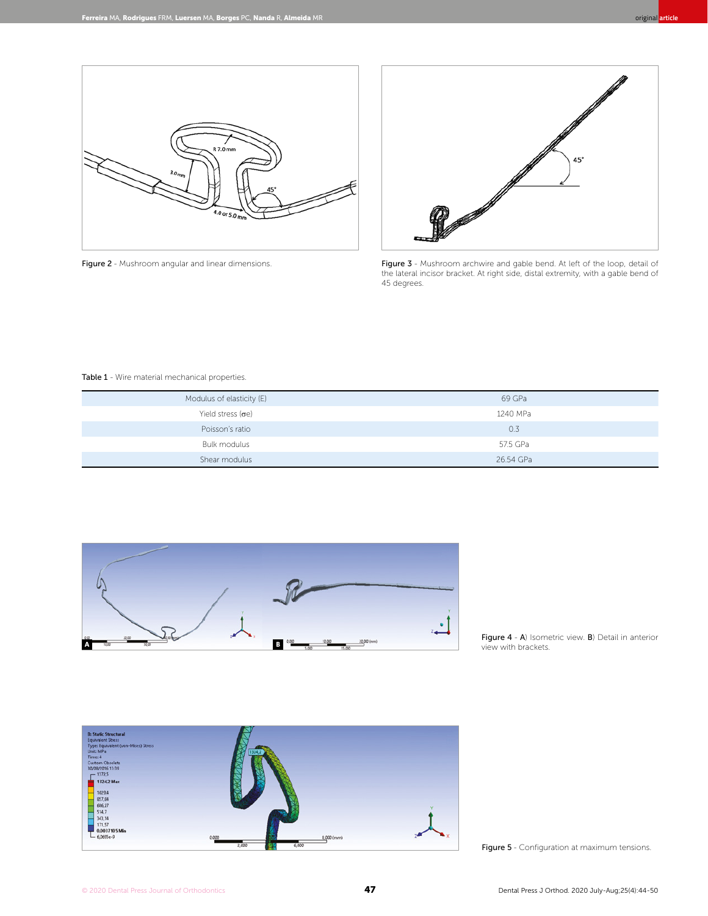Figure 2 - Mushroom angular and linear dimensions.

Figure 3 - Mushroom archwire and gable bend. At left of the loop, detail of the lateral incisor bracket. At right side, distal extremity, with a gable bend of 45 degrees.

Table 1 - Wire material mechanical properties.

| | |
|---|---|
| Modulus of elasticity (E) | 69 GPa |
| Yield stress ($\sigma$e) | 1240 MPa |
| Poisson's ratio | 0.3 |
| Bulk modulus | 57.5 GPa |
| Shear modulus | 26.54 GPa |

Figure 4 - A) Isometric view. B) Detail in anterior view with brackets.

Figure 5 - Configuration at maximum tensions.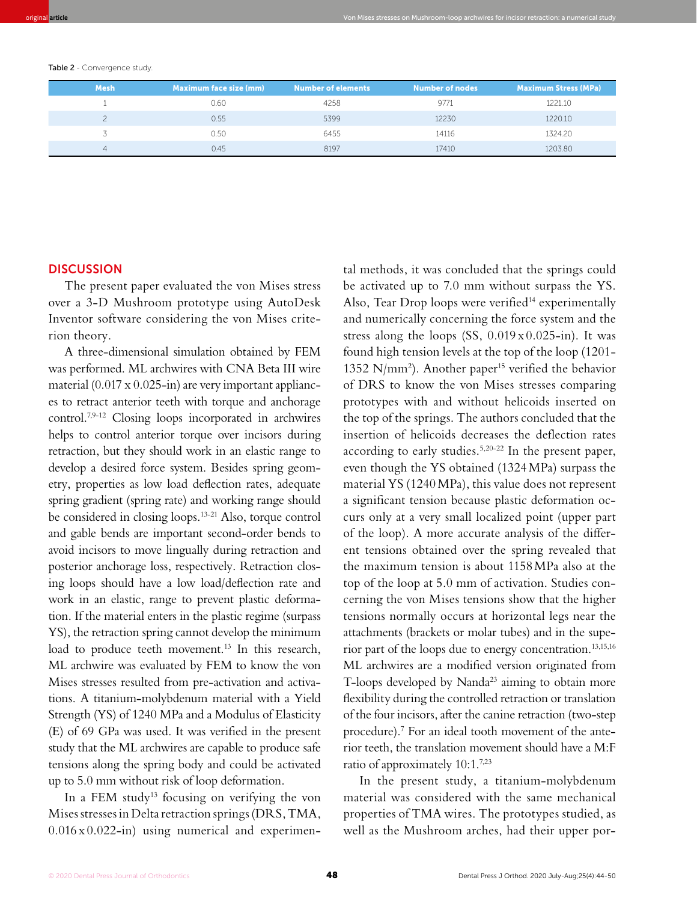Table 2 - Convergence study.

| Mesh | Maximum face size (mm) | Number of elements | Number of nodes | Maximum Stress (MPa) |
|---|---|---|---|---|
| 1 | 0.60 | 4258 | 9771 | 1221.10 |
| 2 | 0.55 | 5399 | 12230 | 1220.10 |
| 3 | 0.50 | 6455 | 14116 | 1324.20 |
| 4 | 0.45 | 8197 | 17410 | 1203.80 |

## DISCUSSION

The present paper evaluated the von Mises stress over a 3-D Mushroom prototype using AutoDesk Inventor software considering the von Mises criterion theory.

A three-dimensional simulation obtained by FEM was performed. ML archwires with CNA Beta III wire material (0.017 x 0.025-in) are very important appliances to retract anterior teeth with torque and anchorage control.[7,9-12] Closing loops incorporated in archwires helps to control anterior torque over incisors during retraction, but they should work in an elastic range to develop a desired force system. Besides spring geometry, properties as low load deflection rates, adequate spring gradient (spring rate) and working range should be considered in closing loops.[13-21] Also, torque control and gable bends are important second-order bends to avoid incisors to move lingually during retraction and posterior anchorage loss, respectively. Retraction closing loops should have a low load/deflection rate and work in an elastic, range to prevent plastic deformation. If the material enters in the plastic regime (surpass YS), the retraction spring cannot develop the minimum load to produce teeth movement.[13] In this research, ML archwire was evaluated by FEM to know the von Mises stresses resulted from pre-activation and activations. A titanium-molybdenum material with a Yield Strength (YS) of 1240 MPa and a Modulus of Elasticity (E) of 69 GPa was used. It was verified in the present study that the ML archwires are capable to produce safe tensions along the spring body and could be activated up to 5.0 mm without risk of loop deformation.

In a FEM study[13] focusing on verifying the von Mises stresses in Delta retraction springs (DRS, TMA, 0.016 x 0.022-in) using numerical and experimental methods, it was concluded that the springs could be activated up to 7.0 mm without surpass the YS. Also, Tear Drop loops were verified[14] experimentally and numerically concerning the force system and the stress along the loops (SS, 0.019 x 0.025-in). It was found high tension levels at the top of the loop (1201-1352 N/mm$^2$). Another paper[15] verified the behavior of DRS to know the von Mises stresses comparing prototypes with and without helicoids inserted on the top of the springs. The authors concluded that the insertion of helicoids decreases the deflection rates according to early studies.[5,20-22] In the present paper, even though the YS obtained (1324 MPa) surpass the material YS (1240 MPa), this value does not represent a significant tension because plastic deformation occurs only at a very small localized point (upper part of the loop). A more accurate analysis of the different tensions obtained over the spring revealed that the maximum tension is about 1158 MPa also at the top of the loop at 5.0 mm of activation. Studies concerning the von Mises tensions show that the higher tensions normally occurs at horizontal legs near the attachments (brackets or molar tubes) and in the superior part of the loops due to energy concentration.[13,15,16] ML archwires are a modified version originated from T-loops developed by Nanda[23] aiming to obtain more flexibility during the controlled retraction or translation of the four incisors, after the canine retraction (two-step procedure).[7] For an ideal tooth movement of the anterior teeth, the translation movement should have a M:F ratio of approximately 10:1.[7,23]

In the present study, a titanium-molybdenum material was considered with the same mechanical properties of TMA wires. The prototypes studied, as well as the Mushroom arches, had their upper por-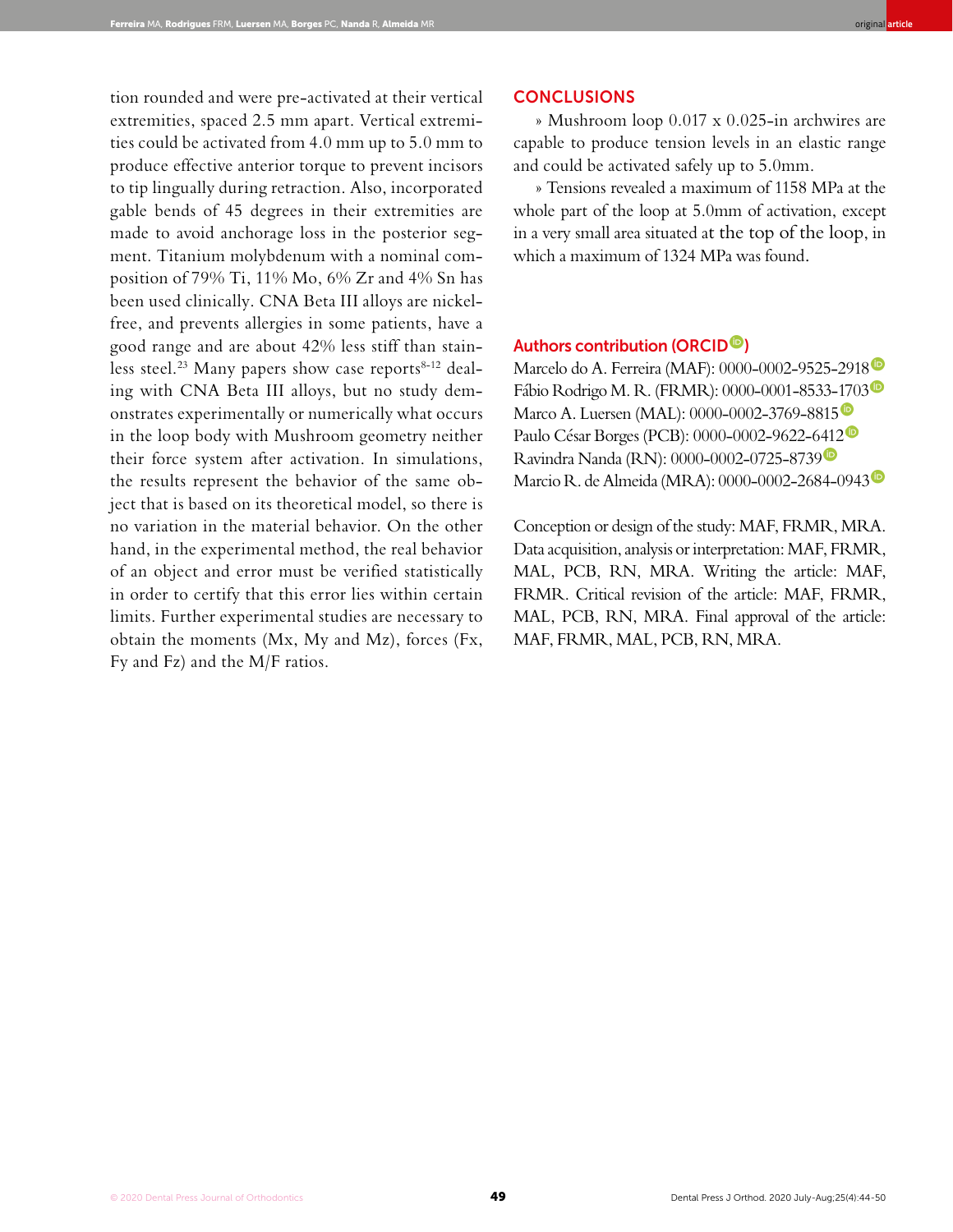tion rounded and were pre-activated at their vertical extremities, spaced 2.5 mm apart. Vertical extremities could be activated from 4.0 mm up to 5.0 mm to produce effective anterior torque to prevent incisors to tip lingually during retraction. Also, incorporated gable bends of 45 degrees in their extremities are made to avoid anchorage loss in the posterior segment. Titanium molybdenum with a nominal composition of 79% Ti, 11% Mo, 6% Zr and 4% Sn has been used clinically. CNA Beta III alloys are nickel-free, and prevents allergies in some patients, have a good range and are about 42% less stiff than stainless steel.[23] Many papers show case reports[8-12] dealing with CNA Beta III alloys, but no study demonstrates experimentally or numerically what occurs in the loop body with Mushroom geometry neither their force system after activation. In simulations, the results represent the behavior of the same object that is based on its theoretical model, so there is no variation in the material behavior. On the other hand, in the experimental method, the real behavior of an object and error must be verified statistically in order to certify that this error lies within certain limits. Further experimental studies are necessary to obtain the moments (Mx, My and Mz), forces (Fx, Fy and Fz) and the M/F ratios.

## CONCLUSIONS

» Mushroom loop 0.017 x 0.025-in archwires are capable to produce tension levels in an elastic range and could be activated safely up to 5.0mm.

» Tensions revealed a maximum of 1158 MPa at the whole part of the loop at 5.0mm of activation, except in a very small area situated at the top of the loop, in which a maximum of 1324 MPa was found.

### Authors contribution (ORCID)

Marcelo do A. Ferreira (MAF): 0000-0002-9525-2918

Fábio Rodrigo M. R. (FRMR): 0000-0001-8533-1703

Marco A. Luersen (MAL): 0000-0002-3769-8815

Paulo César Borges (PCB): 0000-0002-9622-6412

Ravindra Nanda (RN): 0000-0002-0725-8739

Marcio R. de Almeida (MRA): 0000-0002-2684-0943

Conception or design of the study: MAF, FRMR, MRA. Data acquisition, analysis or interpretation: MAF, FRMR, MAL, PCB, RN, MRA. Writing the article: MAF, FRMR. Critical revision of the article: MAF, FRMR, MAL, PCB, RN, MRA. Final approval of the article: MAF, FRMR, MAL, PCB, RN, MRA.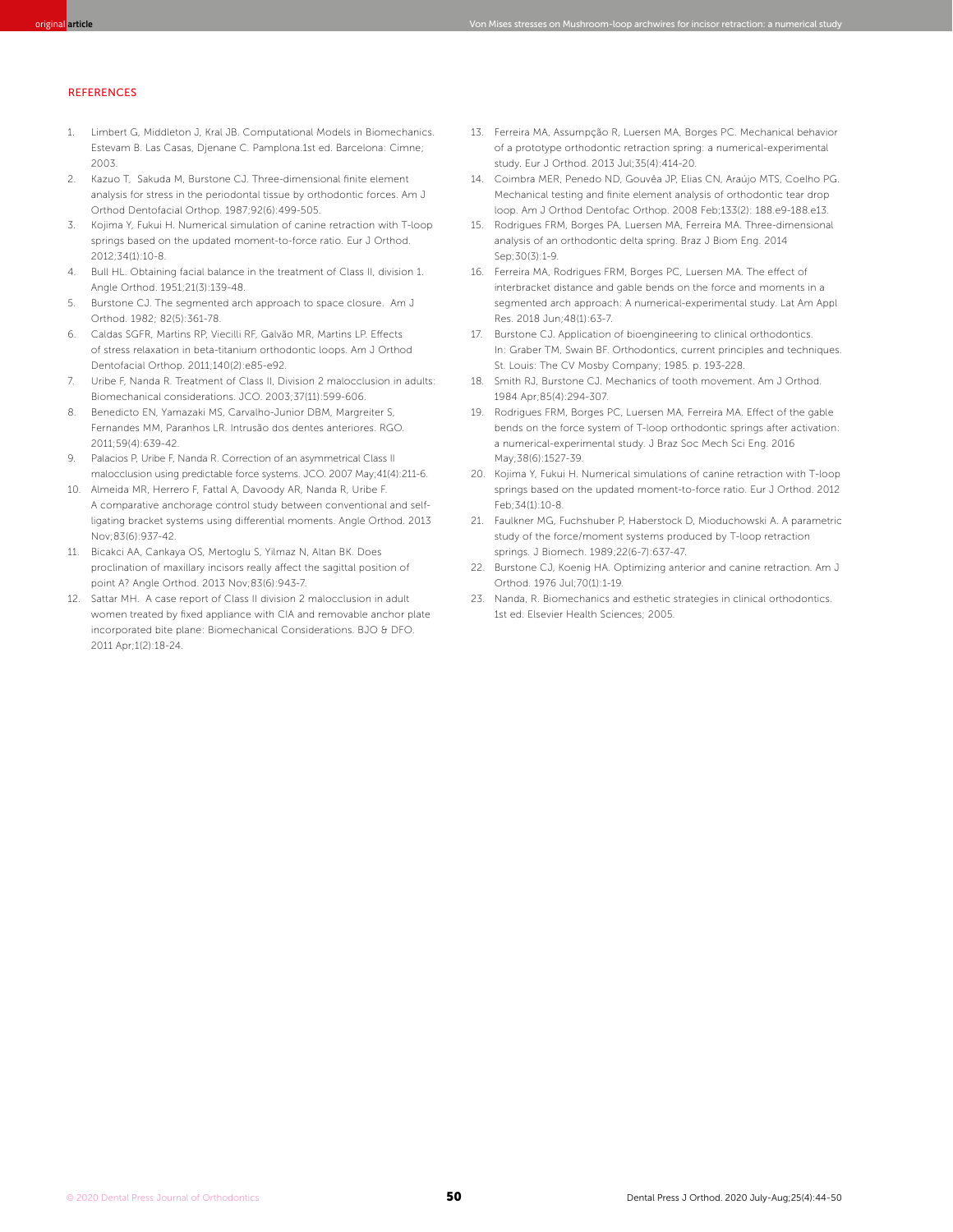## REFERENCES

1. Limbert G, Middleton J, Kral JB. Computational Models in Biomechanics. Estevam B. Las Casas, Djenane C. Pamplona.1st ed. Barcelona: Cimne; 2003.
2. Kazuo T, Sakuda M, Burstone CJ. Three-dimensional finite element analysis for stress in the periodontal tissue by orthodontic forces. Am J Orthod Dentofacial Orthop. 1987;92(6):499-505.
3. Kojima Y, Fukui H. Numerical simulation of canine retraction with T-loop springs based on the updated moment-to-force ratio. Eur J Orthod. 2012;34(1):10-8.
4. Bull HL. Obtaining facial balance in the treatment of Class II, division 1. Angle Orthod. 1951;21(3):139-48.
5. Burstone CJ. The segmented arch approach to space closure. Am J Orthod. 1982; 82(5):361-78.
6. Caldas SGFR, Martins RP, Viecilli RF, Galvão MR, Martins LP. Effects of stress relaxation in beta-titanium orthodontic loops. Am J Orthod Dentofacial Orthop. 2011;140(2):e85-e92.
7. Uribe F, Nanda R. Treatment of Class II, Division 2 malocclusion in adults: Biomechanical considerations. JCO. 2003;37(11):599-606.
8. Benedicto EN, Yamazaki MS, Carvalho-Junior DBM, Margreiter S, Fernandes MM, Paranhos LR. Intrusão dos dentes anteriores. RGO. 2011;59(4):639-42.
9. Palacios P, Uribe F, Nanda R. Correction of an asymmetrical Class II malocclusion using predictable force systems. JCO. 2007 May;41(4):211-6.
10. Almeida MR, Herrero F, Fattal A, Davoody AR, Nanda R, Uribe F. A comparative anchorage control study between conventional and self-ligating bracket systems using differential moments. Angle Orthod. 2013 Nov;83(6):937-42.
11. Bicakci AA, Cankaya OS, Mertoglu S, Yilmaz N, Altan BK. Does proclination of maxillary incisors really affect the sagittal position of point A? Angle Orthod. 2013 Nov;83(6):943-7.
12. Sattar MH. A case report of Class II division 2 malocclusion in adult women treated by fixed appliance with CIA and removable anchor plate incorporated bite plane: Biomechanical Considerations. BJO & DFO. 2011 Apr;1(2):18-24.
13. Ferreira MA, Assumpção R, Luersen MA, Borges PC. Mechanical behavior of a prototype orthodontic retraction spring: a numerical-experimental study. Eur J Orthod. 2013 Jul;35(4):414-20.
14. Coimbra MER, Penedo ND, Gouvêa JP, Elias CN, Araújo MTS, Coelho PG. Mechanical testing and finite element analysis of orthodontic tear drop loop. Am J Orthod Dentofac Orthop. 2008 Feb;133(2): 188.e9-188.e13.
15. Rodrigues FRM, Borges PA, Luersen MA, Ferreira MA. Three-dimensional analysis of an orthodontic delta spring. Braz J Biom Eng. 2014 Sep;30(3):1-9.
16. Ferreira MA, Rodrigues FRM, Borges PC, Luersen MA. The effect of interbracket distance and gable bends on the force and moments in a segmented arch approach: A numerical-experimental study. Lat Am Appl Res. 2018 Jun;48(1):63-7.
17. Burstone CJ. Application of bioengineering to clinical orthodontics. In: Graber TM, Swain BF. Orthodontics, current principles and techniques. St. Louis: The CV Mosby Company; 1985. p. 193-228.
18. Smith RJ, Burstone CJ. Mechanics of tooth movement. Am J Orthod. 1984 Apr;85(4):294-307.
19. Rodrigues FRM, Borges PC, Luersen MA, Ferreira MA. Effect of the gable bends on the force system of T-loop orthodontic springs after activation: a numerical-experimental study. J Braz Soc Mech Sci Eng. 2016 May;38(6):1527-39.
20. Kojima Y, Fukui H. Numerical simulations of canine retraction with T-loop springs based on the updated moment-to-force ratio. Eur J Orthod. 2012 Feb;34(1):10-8.
21. Faulkner MG, Fuchshuber P, Haberstock D, Mioduchowski A. A parametric study of the force/moment systems produced by T-loop retraction springs. J Biomech. 1989;22(6-7):637-47.
22. Burstone CJ, Koenig HA. Optimizing anterior and canine retraction. Am J Orthod. 1976 Jul;70(1):1-19.
23. Nanda, R. Biomechanics and esthetic strategies in clinical orthodontics. 1st ed. Elsevier Health Sciences; 2005.